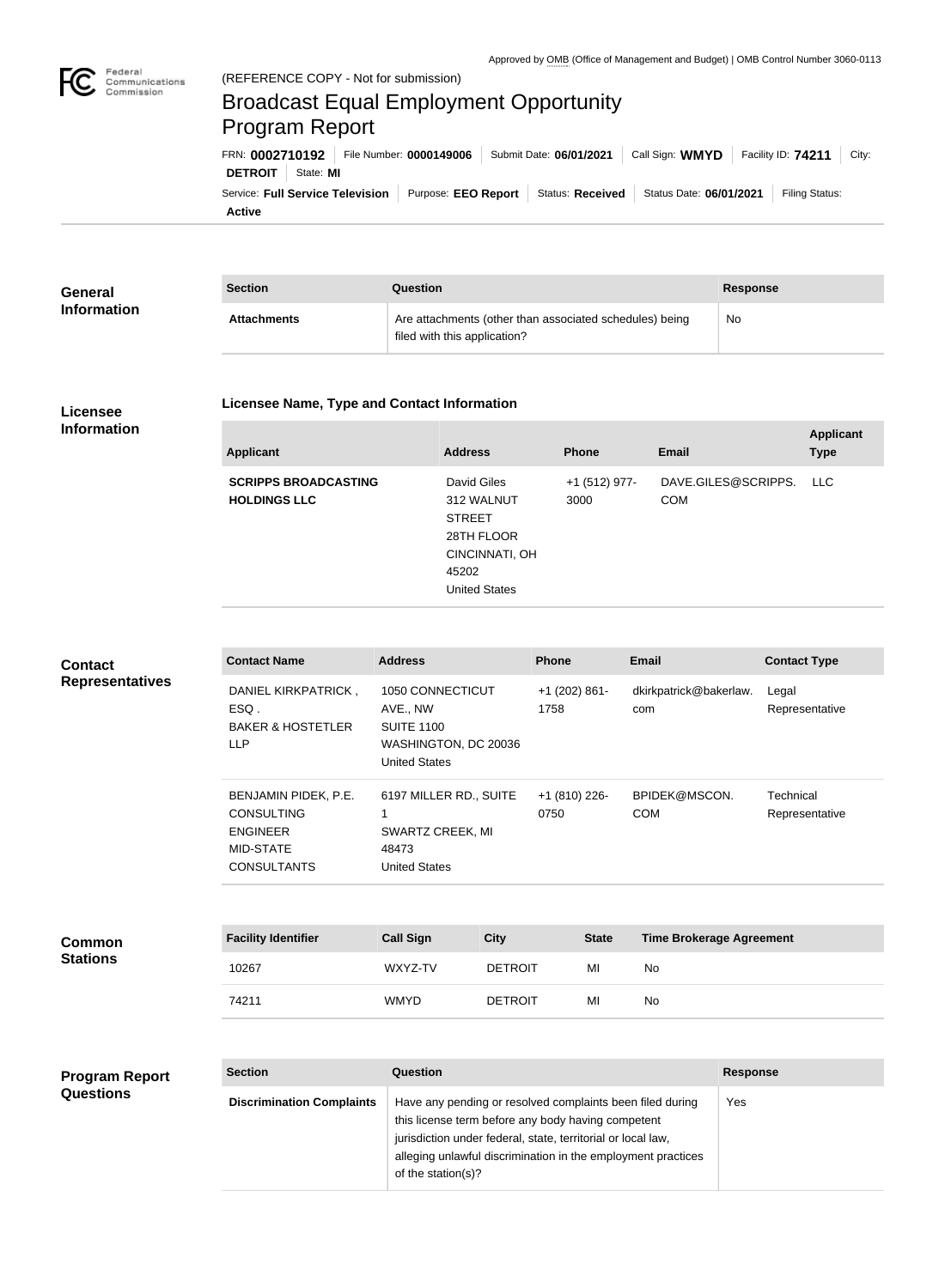Approved by OMB (Office of Management and Budget) | OMB Control Number 3060-0113

(REFERENCE COPY - Not for submission)

# Broadcast Equal Employment Opportunity Program Report

FRN: **0002710192** | File Number: **0000149006** | Submit Date: **06/01/2021** | Call Sign: **WMYD** | Facility ID: **74211** | City: **DETROIT** | State: **MI**

Service: **Full Service Television** | Purpose: **EEO Report** | Status: **Received** | Status Date: **06/01/2021** | Filing Status: **Active**

## General Information

| Section | Question | Response |
| --- | --- | --- |
| **Attachments** | Are attachments (other than associated schedules) being filed with this application? | No |

## Licensee Information

### Licensee Name, Type and Contact Information

| Applicant | Address | Phone | Email | Applicant Type |
| --- | --- | --- | --- | --- |
| **SCRIPPS BROADCASTING HOLDINGS LLC** | David Giles<br>312 WALNUT STREET<br>28TH FLOOR<br>CINCINNATI, OH 45202<br>United States | +1 (512) 977-3000 | DAVE.GILES@SCRIPPS.COM | LLC |

## Contact Representatives

| Contact Name | Address | Phone | Email | Contact Type |
| --- | --- | --- | --- | --- |
| DANIEL KIRKPATRICK , ESQ .<br>BAKER & HOSTETLER LLP | 1050 CONNECTICUT AVE., NW<br>SUITE 1100<br>WASHINGTON, DC 20036<br>United States | +1 (202) 861-1758 | dkirkpatrick@bakerlaw.com | Legal Representative |
| BENJAMIN PIDEK, P.E.<br>CONSULTING ENGINEER<br>MID-STATE CONSULTANTS | 6197 MILLER RD., SUITE 1<br>SWARTZ CREEK, MI 48473<br>United States | +1 (810) 226-0750 | BPIDEK@MSCON.COM | Technical Representative |

## Common Stations

| Facility Identifier | Call Sign | City | State | Time Brokerage Agreement |
| --- | --- | --- | --- | --- |
| 10267 | WXYZ-TV | DETROIT | MI | No |
| 74211 | WMYD | DETROIT | MI | No |

## Program Report Questions

| Section | Question | Response |
| --- | --- | --- |
| **Discrimination Complaints** | Have any pending or resolved complaints been filed during this license term before any body having competent jurisdiction under federal, state, territorial or local law, alleging unlawful discrimination in the employment practices of the station(s)? | Yes |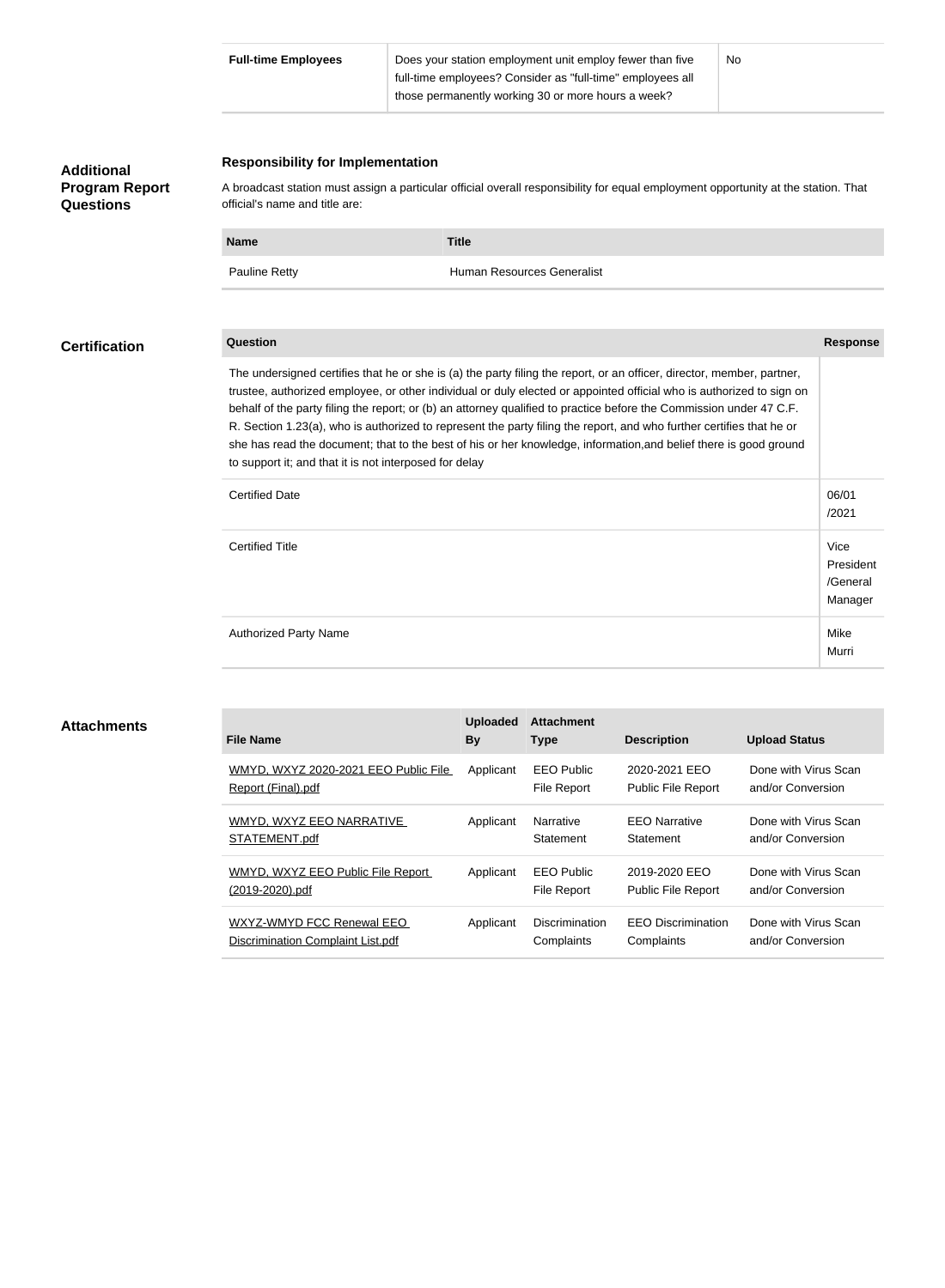| | | |
|---|---|---|
| **Full-time Employees** | Does your station employment unit employ fewer than five full-time employees? Consider as "full-time" employees all those permanently working 30 or more hours a week? | No |

## Additional Program Report Questions

### Responsibility for Implementation

A broadcast station must assign a particular official overall responsibility for equal employment opportunity at the station. That official's name and title are:

| Name | Title |
|---|---|
| Pauline Retty | Human Resources Generalist |

## Certification

| Question | Response |
|---|---|
| The undersigned certifies that he or she is (a) the party filing the report, or an officer, director, member, partner, trustee, authorized employee, or other individual or duly elected or appointed official who is authorized to sign on behalf of the party filing the report; or (b) an attorney qualified to practice before the Commission under 47 C.F. R. Section 1.23(a), who is authorized to represent the party filing the report, and who further certifies that he or she has read the document; that to the best of his or her knowledge, information,and belief there is good ground to support it; and that it is not interposed for delay | |
| Certified Date | 06/01/2021 |
| Certified Title | Vice President/General Manager |
| Authorized Party Name | Mike Murri |

## Attachments

| File Name | Uploaded By | Attachment Type | Description | Upload Status |
|---|---|---|---|---|
| WMYD, WXYZ 2020-2021 EEO Public File Report (Final).pdf | Applicant | EEO Public File Report | 2020-2021 EEO Public File Report | Done with Virus Scan and/or Conversion |
| WMYD, WXYZ EEO NARRATIVE STATEMENT.pdf | Applicant | Narrative Statement | EEO Narrative Statement | Done with Virus Scan and/or Conversion |
| WMYD, WXYZ EEO Public File Report (2019-2020).pdf | Applicant | EEO Public File Report | 2019-2020 EEO Public File Report | Done with Virus Scan and/or Conversion |
| WXYZ-WMYD FCC Renewal EEO Discrimination Complaint List.pdf | Applicant | Discrimination Complaints | EEO Discrimination Complaints | Done with Virus Scan and/or Conversion |